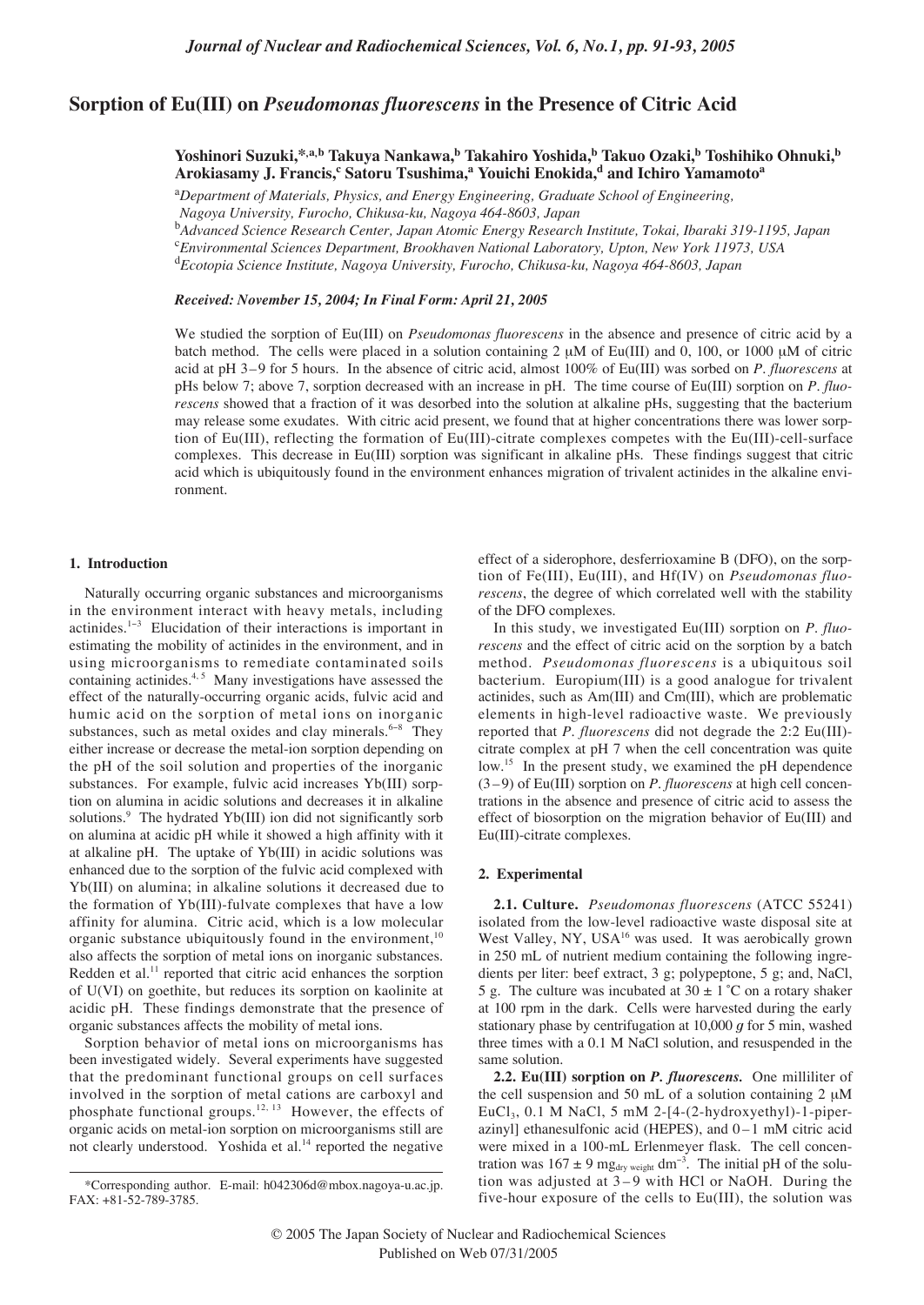# Sorption of Eu(III) on *Pseudomonas fluorescens* in the Presence of Citric Acid

**Yoshinori Suzuki,[\*,a,b] Takuya Nankawa,[b] Takahiro Yoshida,[b] Takuo Ozaki,[b] Toshihiko Ohnuki,[b] Arokiasamy J. Francis,[c] Satoru Tsushima,[a] Youichi Enokida,[d] and Ichiro Yamamoto[a]**

[a]*Department of Materials, Physics, and Energy Engineering, Graduate School of Engineering, Nagoya University, Furocho, Chikusa-ku, Nagoya 464-8603, Japan*
[b]*Advanced Science Research Center, Japan Atomic Energy Research Institute, Tokai, Ibaraki 319-1195, Japan*
[c]*Environmental Sciences Department, Brookhaven National Laboratory, Upton, New York 11973, USA*
[d]*Ecotopia Science Institute, Nagoya University, Furocho, Chikusa-ku, Nagoya 464-8603, Japan*

***Received: November 15, 2004; In Final Form: April 21, 2005***

We studied the sorption of Eu(III) on *Pseudomonas fluorescens* in the absence and presence of citric acid by a batch method. The cells were placed in a solution containing 2 μM of Eu(III) and 0, 100, or 1000 μM of citric acid at pH 3 – 9 for 5 hours. In the absence of citric acid, almost 100% of Eu(III) was sorbed on *P. fluorescens* at pHs below 7; above 7, sorption decreased with an increase in pH. The time course of Eu(III) sorption on *P. fluorescens* showed that a fraction of it was desorbed into the solution at alkaline pHs, suggesting that the bacterium may release some exudates. With citric acid present, we found that at higher concentrations there was lower sorption of Eu(III), reflecting the formation of Eu(III)-citrate complexes competes with the Eu(III)-cell-surface complexes. This decrease in Eu(III) sorption was significant in alkaline pHs. These findings suggest that citric acid which is ubiquitously found in the environment enhances migration of trivalent actinides in the alkaline environment.

## 1. Introduction

Naturally occurring organic substances and microorganisms in the environment interact with heavy metals, including actinides.[1–3] Elucidation of their interactions is important in estimating the mobility of actinides in the environment, and in using microorganisms to remediate contaminated soils containing actinides.[4,5] Many investigations have assessed the effect of the naturally-occurring organic acids, fulvic acid and humic acid on the sorption of metal ions on inorganic substances, such as metal oxides and clay minerals.[6–8] They either increase or decrease the metal-ion sorption depending on the pH of the soil solution and properties of the inorganic substances. For example, fulvic acid increases Yb(III) sorption on alumina in acidic solutions and decreases it in alkaline solutions.[9] The hydrated Yb(III) ion did not significantly sorb on alumina at acidic pH while it showed a high affinity with it at alkaline pH. The uptake of Yb(III) in acidic solutions was enhanced due to the sorption of the fulvic acid complexed with Yb(III) on alumina; in alkaline solutions it decreased due to the formation of Yb(III)-fulvate complexes that have a low affinity for alumina. Citric acid, which is a low molecular organic substance ubiquitously found in the environment,[10] also affects the sorption of metal ions on inorganic substances. Redden et al.[11] reported that citric acid enhances the sorption of U(VI) on goethite, but reduces its sorption on kaolinite at acidic pH. These findings demonstrate that the presence of organic substances affects the mobility of metal ions.

Sorption behavior of metal ions on microorganisms has been investigated widely. Several experiments have suggested that the predominant functional groups on cell surfaces involved in the sorption of metal cations are carboxyl and phosphate functional groups.[12,13] However, the effects of organic acids on metal-ion sorption on microorganisms still are not clearly understood. Yoshida et al.[14] reported the negative effect of a siderophore, desferrioxamine B (DFO), on the sorption of Fe(III), Eu(III), and Hf(IV) on *Pseudomonas fluorescens*, the degree of which correlated well with the stability of the DFO complexes.

In this study, we investigated Eu(III) sorption on *P. fluorescens* and the effect of citric acid on the sorption by a batch method. *Pseudomonas fluorescens* is a ubiquitous soil bacterium. Europium(III) is a good analogue for trivalent actinides, such as Am(III) and Cm(III), which are problematic elements in high-level radioactive waste. We previously reported that *P. fluorescens* did not degrade the 2:2 Eu(III)-citrate complex at pH 7 when the cell concentration was quite low.[15] In the present study, we examined the pH dependence (3 – 9) of Eu(III) sorption on *P. fluorescens* at high cell concentrations in the absence and presence of citric acid to assess the effect of biosorption on the migration behavior of Eu(III) and Eu(III)-citrate complexes.

## 2. Experimental

**2.1. Culture.** *Pseudomonas fluorescens* (ATCC 55241) isolated from the low-level radioactive waste disposal site at West Valley, NY, USA[16] was used. It was aerobically grown in 250 mL of nutrient medium containing the following ingredients per liter: beef extract, 3 g; polypeptone, 5 g; and, NaCl, 5 g. The culture was incubated at 30 ± 1 °C on a rotary shaker at 100 rpm in the dark. Cells were harvested during the early stationary phase by centrifugation at 10,000 *g* for 5 min, washed three times with a 0.1 M NaCl solution, and resuspended in the same solution.

**2.2. Eu(III) sorption on *P. fluorescens*.** One milliliter of the cell suspension and 50 mL of a solution containing 2 μM $EuCl_3$, 0.1 M NaCl, 5 mM 2-[4-(2-hydroxyethyl)-1-piperazinyl] ethanesulfonic acid (HEPES), and 0 – 1 mM citric acid were mixed in a 100-mL Erlenmeyer flask. The cell concentration was $167 \pm 9$ $mg_{dry\ weight}$ $dm^{-3}$. The initial pH of the solution was adjusted at 3 – 9 with HCl or NaOH. During the five-hour exposure of the cells to Eu(III), the solution was

\*Corresponding author. E-mail: h042306d@mbox.nagoya-u.ac.jp. FAX: +81-52-789-3785.

© 2005 The Japan Society of Nuclear and Radiochemical Sciences
Published on Web 07/31/2005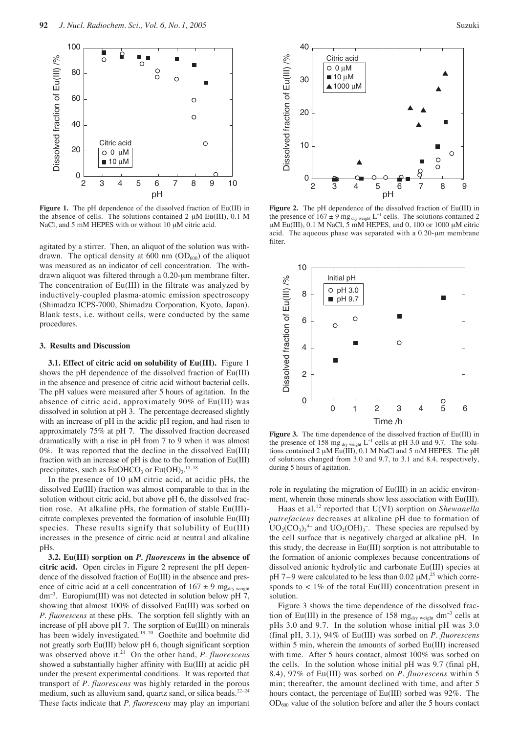**Figure 1.** The pH dependence of the dissolved fraction of Eu(III) in the absence of cells. The solutions contained 2 μM Eu(III), 0.1 M NaCl, and 5 mM HEPES with or without 10 μM citric acid.

**Figure 2.** The pH dependence of the dissolved fraction of Eu(III) in the presence of $167 \pm 9$ $mg_{dry\ weight}$ $L^{-1}$ cells. The solutions contained 2 μM Eu(III), 0.1 M NaCl, 5 mM HEPES, and 0, 100 or 1000 μM citric acid. The aqueous phase was separated with a 0.20-μm membrane filter.

**Figure 3.** The time dependence of the dissolved fraction of Eu(III) in the presence of 158 $mg_{dry\ weight}$ $L^{-1}$ cells at pH 3.0 and 9.7. The solutions contained 2 μM Eu(III), 0.1 M NaCl and 5 mM HEPES. The pH of solutions changed from 3.0 and 9.7, to 3.1 and 8.4, respectively, during 5 hours of agitation.

agitated by a stirrer. Then, an aliquot of the solution was withdrawn. The optical density at 600 nm ($OD_{600}$) of the aliquot was measured as an indicator of cell concentration. The withdrawn aliquot was filtered through a 0.20-μm membrane filter. The concentration of Eu(III) in the filtrate was analyzed by inductively-coupled plasma-atomic emission spectroscopy (Shimadzu ICPS-7000, Shimadzu Corporation, Kyoto, Japan). Blank tests, i.e. without cells, were conducted by the same procedures.

## 3. Results and Discussion

**3.1. Effect of citric acid on solubility of Eu(III).** Figure 1 shows the pH dependence of the dissolved fraction of Eu(III) in the absence and presence of citric acid without bacterial cells. The pH values were measured after 5 hours of agitation. In the absence of citric acid, approximately 90% of Eu(III) was dissolved in solution at pH 3. The percentage decreased slightly with an increase of pH in the acidic pH region, and had risen to approximately 75% at pH 7. The dissolved fraction decreased dramatically with a rise in pH from 7 to 9 when it was almost 0%. It was reported that the decline in the dissolved Eu(III) fraction with an increase of pH is due to the formation of Eu(III) precipitates, such as $EuOHCO_3$ or $Eu(OH)_3$.[17, 18]

In the presence of 10 μM citric acid, at acidic pHs, the dissolved Eu(III) fraction was almost comparable to that in the solution without citric acid, but above pH 6, the dissolved fraction rose. At alkaline pHs, the formation of stable Eu(III)-citrate complexes prevented the formation of insoluble Eu(III) species. These results signify that solubility of Eu(III) increases in the presence of citric acid at neutral and alkaline pHs.

**3.2. Eu(III) sorption on *P. fluorescens* in the absence of citric acid.** Open circles in Figure 2 represent the pH dependence of the dissolved fraction of Eu(III) in the absence and presence of citric acid at a cell concentration of $167 \pm 9$ $mg_{dry\ weight}$ $dm^{-3}$. Europium(III) was not detected in solution below pH 7, showing that almost 100% of dissolved Eu(III) was sorbed on *P. fluorescens* at these pHs. The sorption fell slightly with an increase of pH above pH 7. The sorption of Eu(III) on minerals has been widely investigated.[19, 20] Goethite and boehmite did not greatly sorb Eu(III) below pH 6, though significant sorption was observed above it.[21] On the other hand, *P. fluorescens* showed a substantially higher affinity with Eu(III) at acidic pH under the present experimental conditions. It was reported that transport of *P. fluorescens* was highly retarded in the porous medium, such as alluvium sand, quartz sand, or silica beads.[22–24] These facts indicate that *P. fluorescens* may play an important role in regulating the migration of Eu(III) in an acidic environment, wherein those minerals show less association with Eu(III).

Haas et al.[12] reported that U(VI) sorption on *Shewanella putrefaciens* decreases at alkaline pH due to formation of $UO_2(CO_3)_3^{4-}$ and $UO_2(OH)_3^-$. These species are repulsed by the cell surface that is negatively charged at alkaline pH. In this study, the decrease in Eu(III) sorption is not attributable to the formation of anionic complexes because concentrations of dissolved anionic hydrolytic and carbonate Eu(III) species at pH 7–9 were calculated to be less than 0.02 μM,[25] which corresponds to < 1% of the total Eu(III) concentration present in solution.

Figure 3 shows the time dependence of the dissolved fraction of Eu(III) in the presence of 158 $mg_{dry\ weight}$ $dm^{-3}$ cells at pHs 3.0 and 9.7. In the solution whose initial pH was 3.0 (final pH, 3.1), 94% of Eu(III) was sorbed on *P. fluorescens* within 5 min, wherein the amounts of sorbed Eu(III) increased with time. After 5 hours contact, almost 100% was sorbed on the cells. In the solution whose initial pH was 9.7 (final pH, 8.4), 97% of Eu(III) was sorbed on *P. fluorescens* within 5 min; thereafter, the amount declined with time, and after 5 hours contact, the percentage of Eu(III) sorbed was 92%. The $OD_{600}$ value of the solution before and after the 5 hours contact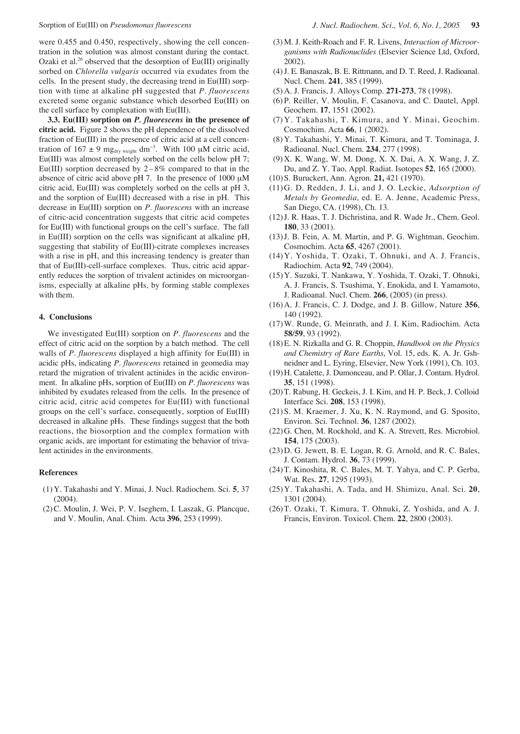were 0.455 and 0.450, respectively, showing the cell concentration in the solution was almost constant during the contact. Ozaki et al.[26] observed that the desorption of Eu(III) originally sorbed on *Chlorella vulgaris* occurred via exudates from the cells. In the present study, the decreasing trend in Eu(III) sorption with time at alkaline pH suggested that *P. fluorescens* excreted some organic substance which desorbed Eu(III) on the cell surface by complexation with Eu(III).

**3.3. Eu(III) sorption on *P. fluorescens* in the presence of citric acid.** Figure 2 shows the pH dependence of the dissolved fraction of Eu(III) in the presence of citric acid at a cell concentration of $167 \pm 9$ $mg_{dry\ weight}$ $dm^{-3}$. With 100 μM citric acid, Eu(III) was almost completely sorbed on the cells below pH 7; Eu(III) sorption decreased by 2 – 8% compared to that in the absence of citric acid above pH 7. In the presence of 1000 μM citric acid, Eu(III) was completely sorbed on the cells at pH 3, and the sorption of Eu(III) decreased with a rise in pH. This decrease in Eu(III) sorption on *P. fluorescens* with an increase of citric-acid concentration suggests that citric acid competes for Eu(III) with functional groups on the cell's surface. The fall in Eu(III) sorption on the cells was significant at alkaline pH, suggesting that stability of Eu(III)-citrate complexes increases with a rise in pH, and this increasing tendency is greater than that of Eu(III)-cell-surface complexes. Thus, citric acid apparently reduces the sorption of trivalent actinides on microorganisms, especially at alkaline pHs, by forming stable complexes with them.

## 4. Conclusions

We investigated Eu(III) sorption on *P. fluorescens* and the effect of citric acid on the sorption by a batch method. The cell walls of *P. fluorescens* displayed a high affinity for Eu(III) in acidic pHs, indicating *P. fluorescens* retained in geomedia may retard the migration of trivalent actinides in the acidic environment. In alkaline pHs, sorption of Eu(III) on *P. fluorescens* was inhibited by exudates released from the cells. In the presence of citric acid, citric acid competes for Eu(III) with functional groups on the cell's surface, consequently, sorption of Eu(III) decreased in alkaline pHs. These findings suggest that the both reactions, the biosorption and the complex formation with organic acids, are important for estimating the behavior of trivalent actinides in the environments.

## References

(1) Y. Takahashi and Y. Minai, J. Nucl. Radiochem. Sci. **5**, 37 (2004).

(2) C. Moulin, J. Wei, P. V. Iseghem, I. Laszak, G. Plancque, and V. Moulin, Anal. Chim. Acta **396**, 253 (1999).

(3) M. J. Keith-Roach and F. R. Livens, *Interaction of Microorganisms with Radionuclides* (Elsevier Science Ltd, Oxford, 2002).

(4) J. E. Banaszak, B. E. Rittmann, and D. T. Reed, J. Radioanal. Nucl. Chem. **241**, 385 (1999).

(5) A. J. Francis, J. Alloys Comp. **271-273**, 78 (1998).

(6) P. Reiller, V. Moulin, F. Casanova, and C. Dautel, Appl. Geochem. **17**, 1551 (2002).

(7) Y. Takahashi, T. Kimura, and Y. Minai, Geochim. Cosmochim. Acta **66**, 1 (2002).

(8) Y. Takahashi, Y. Minai, T. Kimura, and T. Tominaga, J. Radioanal. Nucl. Chem. **234**, 277 (1998).

(9) X. K. Wang, W. M. Dong, X. X. Dai, A. X. Wang, J. Z. Du, and Z. Y. Tao, Appl. Radiat. Isotopes **52**, 165 (2000).

(10) S. Buruckert, Ann. Agron. **21,** 421 (1970).

(11) G. D. Redden, J. Li, and J. O. Leckie, *Adsorption of Metals by Geomedia*, ed. E. A. Jenne, Academic Press, San Diego, CA. (1998), Ch. 13.

(12) J. R. Haas, T. J. Dichristina, and R. Wade Jr., Chem. Geol. **180**, 33 (2001).

(13) J. B. Fein, A. M. Martin, and P. G. Wightman, Geochim. Cosmochim. Acta **65**, 4267 (2001).

(14) Y. Yoshida, T. Ozaki, T. Ohnuki, and A. J. Francis, Radiochim. Acta **92**, 749 (2004).

(15) Y. Suzuki, T. Nankawa, Y. Yoshida, T. Ozaki, T. Ohnuki, A. J. Francis, S. Tsushima, Y. Enokida, and I. Yamamoto, J. Radioanal. Nucl. Chem. **266**, (2005) (in press).

(16) A. J. Francis, C. J. Dodge, and J. B. Gillow, Nature **356**, 140 (1992).

(17) W. Runde, G. Meinrath, and J. I. Kim, Radiochim. Acta **58/59**, 93 (1992).

(18) E. N. Rizkalla and G. R. Choppin, *Handbook on the Physics and Chemistry of Rare Earths*, Vol. 15, eds. K. A. Jr. Gshneidner and L. Eyring, Elsevier, New York (1991), Ch. 103.

(19) H. Catalette, J. Dumonceau, and P. Ollar, J. Contam. Hydrol. **35**, 151 (1998).

(20) T. Rabung, H. Geckeis, J. I. Kim, and H. P. Beck, J. Colloid Interface Sci. **208**, 153 (1998).

(21) S. M. Kraemer, J. Xu, K. N. Raymond, and G. Sposito, Environ. Sci. Technol. **36**, 1287 (2002).

(22) G. Chen, M. Rockhold, and K. A. Strevett, Res. Microbiol. **154**, 175 (2003).

(23) D. G. Jewett, B. E. Logan, R. G. Arnold, and R. C. Bales, J. Contam. Hydrol. **36**, 73 (1999).

(24) T. Kinoshita, R. C. Bales, M. T. Yahya, and C. P. Gerba, Wat. Res. **27**, 1295 (1993).

(25) Y. Takahashi, A. Tada, and H. Shimizu, Anal. Sci. **20**, 1301 (2004).

(26) T. Ozaki, T. Kimura, T. Ohnuki, Z. Yoshida, and A. J. Francis, Environ. Toxicol. Chem. **22**, 2800 (2003).